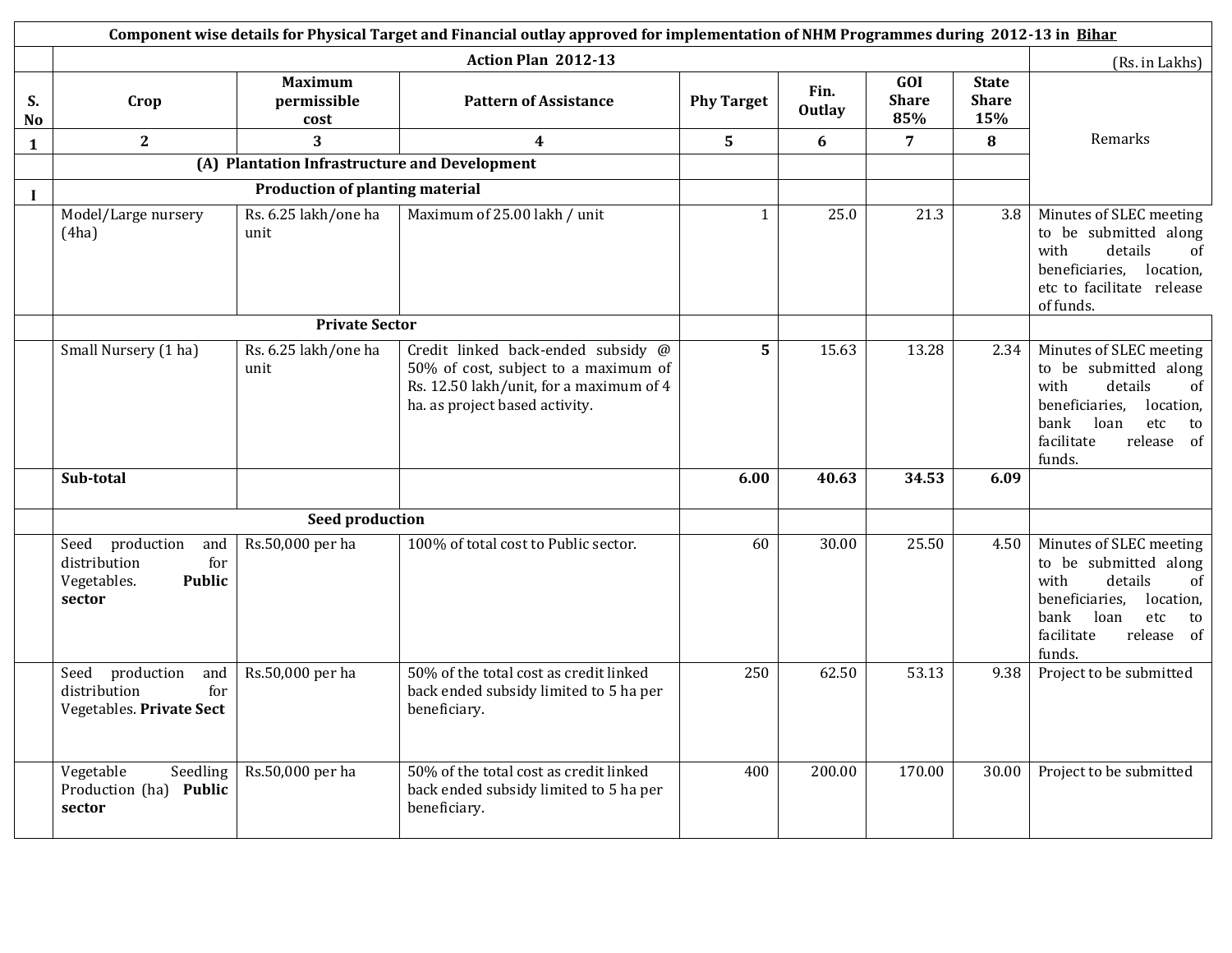| Component wise details for Physical Target and Financial outlay approved for implementation of NHM Programmes during 2012-13 in Bihar | | | | | | | | |
|---|---|---|---|---|---|---|---|---|
| | Action Plan 2012-13 | | | | | | | (Rs. in Lakhs) |
| S. No | Crop | Maximum permissible cost | Pattern of Assistance | Phy Target | Fin. Outlay | GOI Share 85% | State Share 15% | Remarks |
| 1 | 2 | 3 | 4 | 5 | 6 | 7 | 8 | |
| | (A) Plantation Infrastructure and Development | | | | | | | |
| I | Production of planting material | | | | | | | |
| | Model/Large nursery (4ha) | Rs. 6.25 lakh/one ha unit | Maximum of 25.00 lakh / unit | 1 | 25.0 | 21.3 | 3.8 | Minutes of SLEC meeting to be submitted along with details of beneficiaries, location, etc to facilitate release of funds. |
| | Private Sector | | | | | | | |
| | Small Nursery (1 ha) | Rs. 6.25 lakh/one ha unit | Credit linked back-ended subsidy @ 50% of cost, subject to a maximum of Rs. 12.50 lakh/unit, for a maximum of 4 ha. as project based activity. | **5** | 15.63 | 13.28 | 2.34 | Minutes of SLEC meeting to be submitted along with details of beneficiaries, location, bank loan etc to facilitate release of funds. |
| | **Sub-total** | | | **6.00** | **40.63** | **34.53** | **6.09** | |
| | Seed production | | | | | | | |
| | Seed production and distribution for Vegetables. **Public sector** | Rs.50,000 per ha | 100% of total cost to Public sector. | 60 | 30.00 | 25.50 | 4.50 | Minutes of SLEC meeting to be submitted along with details of beneficiaries, location, bank loan etc to facilitate release of funds. |
| | Seed production and distribution for Vegetables. **Private Sect** | Rs.50,000 per ha | 50% of the total cost as credit linked back ended subsidy limited to 5 ha per beneficiary. | 250 | 62.50 | 53.13 | 9.38 | Project to be submitted |
| | Vegetable Seedling Production (ha) **Public sector** | Rs.50,000 per ha | 50% of the total cost as credit linked back ended subsidy limited to 5 ha per beneficiary. | 400 | 200.00 | 170.00 | 30.00 | Project to be submitted |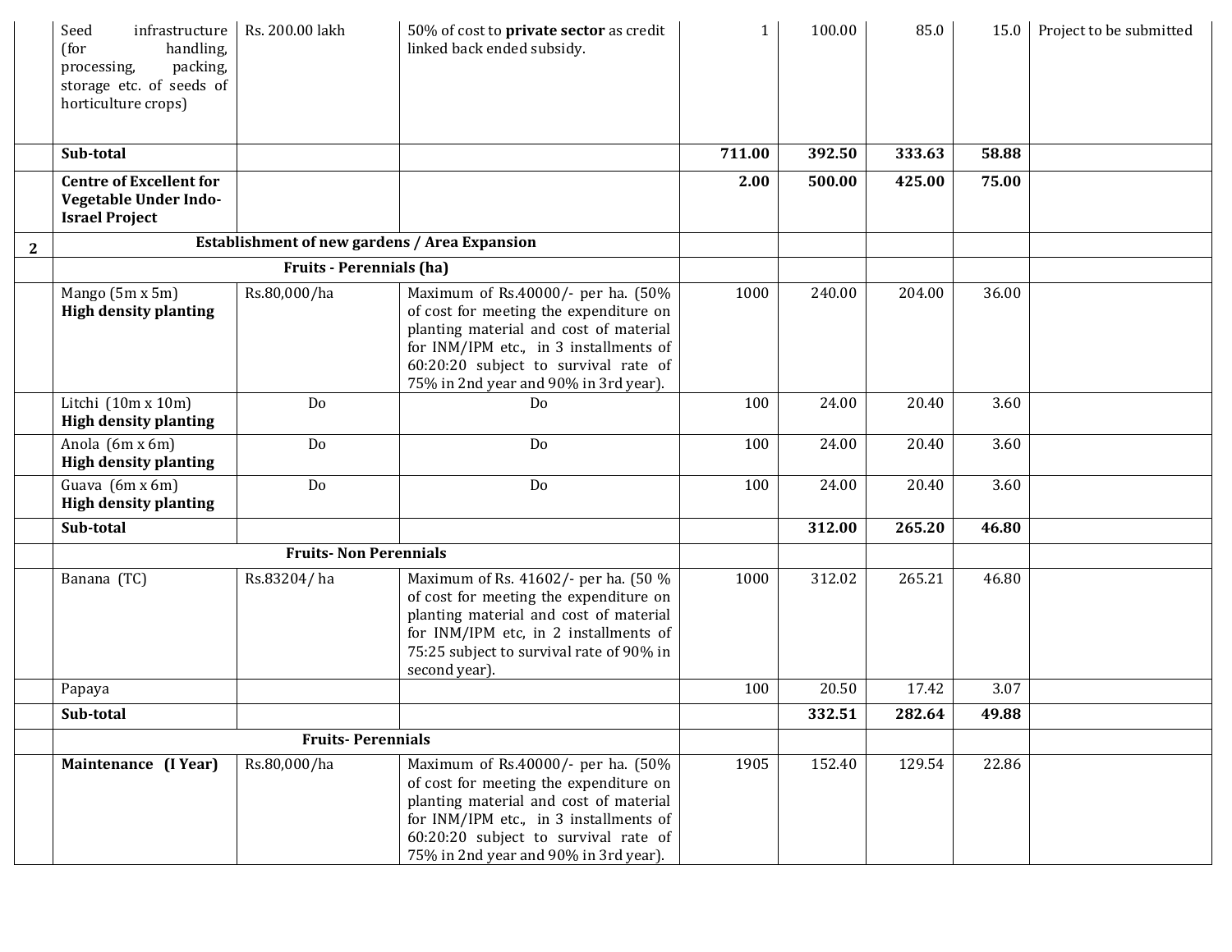| | | | | | | | | |
|---|---|---|---|---|---|---|---|---|
| | Seed infrastructure (for handling, processing, packing, storage etc. of seeds of horticulture crops) | Rs. 200.00 lakh | 50% of cost to **private sector** as credit linked back ended subsidy. | 1 | 100.00 | 85.0 | 15.0 | Project to be submitted |
| | **Sub-total** | | | **711.00** | **392.50** | **333.63** | **58.88** | |
| | **Centre of Excellent for Vegetable Under Indo-Israel Project** | | | **2.00** | **500.00** | **425.00** | **75.00** | |
| **2** | **Establishment of new gardens / Area Expansion** | | | | | | | |
| | **Fruits - Perennials (ha)** | | | | | | | |
| | Mango (5m x 5m) **High density planting** | Rs.80,000/ha | Maximum of Rs.40000/- per ha. (50% of cost for meeting the expenditure on planting material and cost of material for INM/IPM etc., in 3 installments of 60:20:20 subject to survival rate of 75% in 2nd year and 90% in 3rd year). | 1000 | 240.00 | 204.00 | 36.00 | |
| | Litchi (10m x 10m) **High density planting** | Do | Do | 100 | 24.00 | 20.40 | 3.60 | |
| | Anola (6m x 6m) **High density planting** | Do | Do | 100 | 24.00 | 20.40 | 3.60 | |
| | Guava (6m x 6m) **High density planting** | Do | Do | 100 | 24.00 | 20.40 | 3.60 | |
| | **Sub-total** | | | | **312.00** | **265.20** | **46.80** | |
| | **Fruits- Non Perennials** | | | | | | | |
| | Banana (TC) | Rs.83204/ ha | Maximum of Rs. 41602/- per ha. (50 % of cost for meeting the expenditure on planting material and cost of material for INM/IPM etc, in 2 installments of 75:25 subject to survival rate of 90% in second year). | 1000 | 312.02 | 265.21 | 46.80 | |
| | Papaya | | | 100 | 20.50 | 17.42 | 3.07 | |
| | **Sub-total** | | | | **332.51** | **282.64** | **49.88** | |
| | **Fruits- Perennials** | | | | | | | |
| | **Maintenance (I Year)** | Rs.80,000/ha | Maximum of Rs.40000/- per ha. (50% of cost for meeting the expenditure on planting material and cost of material for INM/IPM etc., in 3 installments of 60:20:20 subject to survival rate of 75% in 2nd year and 90% in 3rd year). | 1905 | 152.40 | 129.54 | 22.86 | |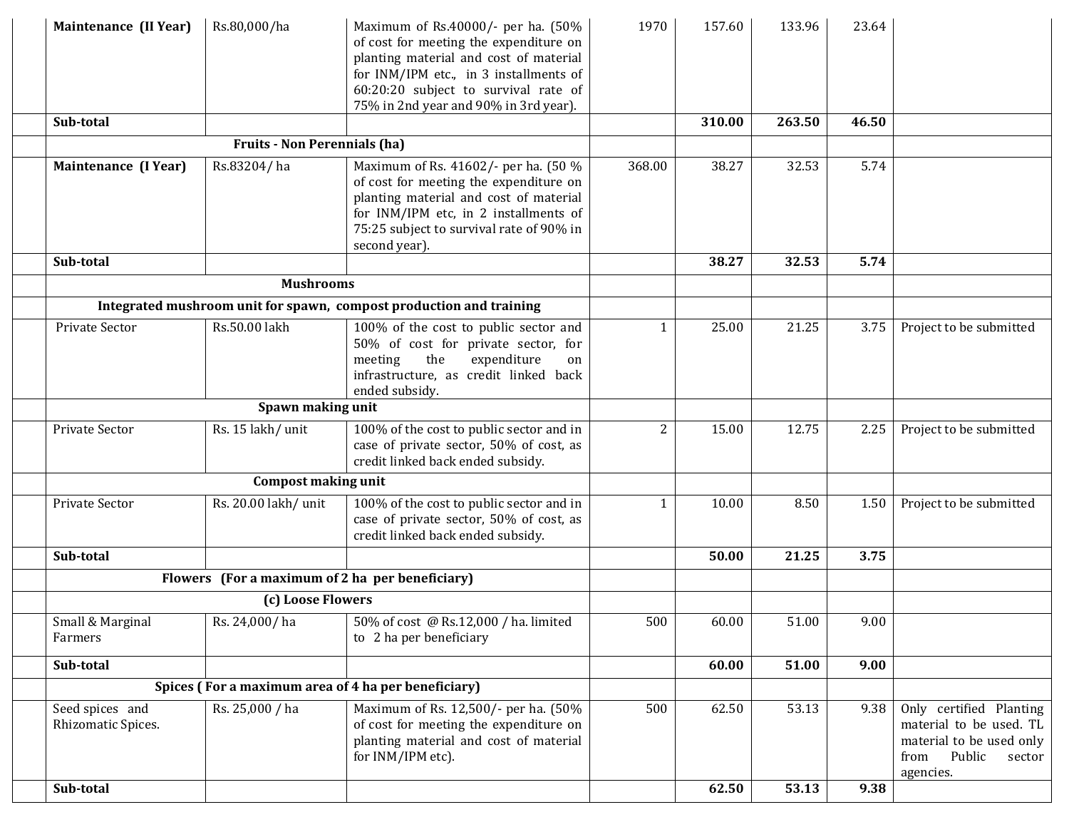| | | | | | | | | |
|---|---|---|---|---|---|---|---|---|
| | **Maintenance (II Year)** | Rs.80,000/ha | Maximum of Rs.40000/- per ha. (50% of cost for meeting the expenditure on planting material and cost of material for INM/IPM etc., in 3 installments of 60:20:20 subject to survival rate of 75% in 2nd year and 90% in 3rd year). | 1970 | 157.60 | 133.96 | 23.64 | |
| | **Sub-total** | | | | **310.00** | **263.50** | **46.50** | |
| | **Fruits - Non Perennials (ha)** | | | | | | | |
| | **Maintenance (I Year)** | Rs.83204/ ha | Maximum of Rs. 41602/- per ha. (50 % of cost for meeting the expenditure on planting material and cost of material for INM/IPM etc, in 2 installments of 75:25 subject to survival rate of 90% in second year). | 368.00 | 38.27 | 32.53 | 5.74 | |
| | **Sub-total** | | | | **38.27** | **32.53** | **5.74** | |
| | **Mushrooms** | | | | | | | |
| | **Integrated mushroom unit for spawn, compost production and training** | | | | | | | |
| | Private Sector | Rs.50.00 lakh | 100% of the cost to public sector and 50% of cost for private sector, for meeting the expenditure on infrastructure, as credit linked back ended subsidy. | 1 | 25.00 | 21.25 | 3.75 | Project to be submitted |
| | **Spawn making unit** | | | | | | | |
| | Private Sector | Rs. 15 lakh/ unit | 100% of the cost to public sector and in case of private sector, 50% of cost, as credit linked back ended subsidy. | 2 | 15.00 | 12.75 | 2.25 | Project to be submitted |
| | **Compost making unit** | | | | | | | |
| | Private Sector | Rs. 20.00 lakh/ unit | 100% of the cost to public sector and in case of private sector, 50% of cost, as credit linked back ended subsidy. | 1 | 10.00 | 8.50 | 1.50 | Project to be submitted |
| | **Sub-total** | | | | **50.00** | **21.25** | **3.75** | |
| | **Flowers (For a maximum of 2 ha per beneficiary)** | | | | | | | |
| | **(c) Loose Flowers** | | | | | | | |
| | Small & Marginal Farmers | Rs. 24,000/ ha | 50% of cost @ Rs.12,000 / ha. limited to 2 ha per beneficiary | 500 | 60.00 | 51.00 | 9.00 | |
| | **Sub-total** | | | | **60.00** | **51.00** | **9.00** | |
| | **Spices ( For a maximum area of 4 ha per beneficiary)** | | | | | | | |
| | Seed spices and Rhizomatic Spices. | Rs. 25,000 / ha | Maximum of Rs. 12,500/- per ha. (50% of cost for meeting the expenditure on planting material and cost of material for INM/IPM etc). | 500 | 62.50 | 53.13 | 9.38 | Only certified Planting material to be used. TL material to be used only from Public sector agencies. |
| | **Sub-total** | | | | **62.50** | **53.13** | **9.38** | |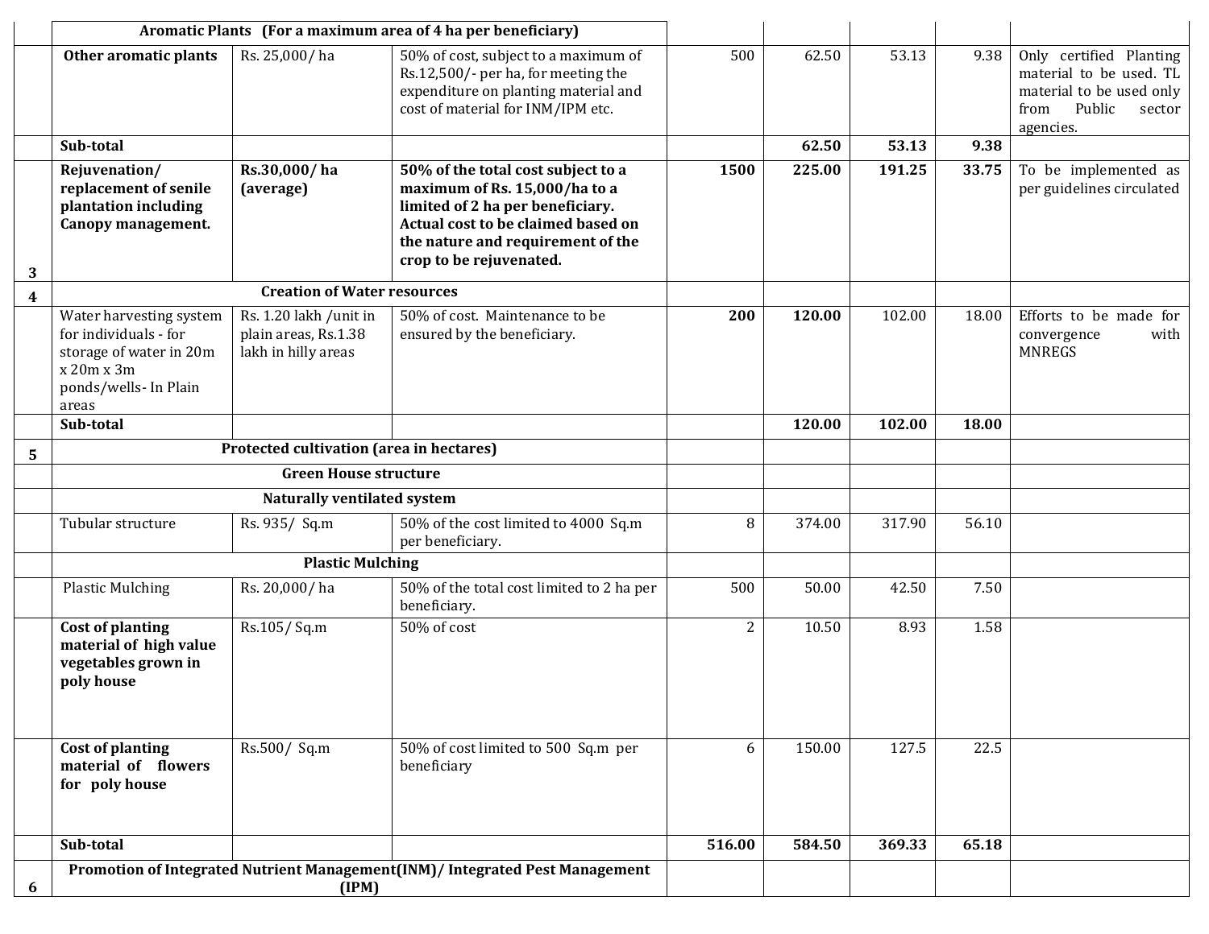|  | Aromatic Plants (For a maximum area of 4 ha per beneficiary) |  |  |  |  |  |  |  |
|---|---|---|---|---|---|---|---|---|
|  | **Other aromatic plants** | Rs. 25,000/ ha | 50% of cost, subject to a maximum of Rs.12,500/- per ha, for meeting the expenditure on planting material and cost of material for INM/IPM etc. | 500 | 62.50 | 53.13 | 9.38 | Only certified Planting material to be used. TL material to be used only from Public sector agencies. |
|  | **Sub-total** |  |  |  | **62.50** | **53.13** | **9.38** |  |
| 3 | **Rejuvenation/ replacement of senile plantation including Canopy management.** | **Rs.30,000/ ha (average)** | **50% of the total cost subject to a maximum of Rs. 15,000/ha to a limited of 2 ha per beneficiary. Actual cost to be claimed based on the nature and requirement of the crop to be rejuvenated.** | **1500** | **225.00** | **191.25** | **33.75** | To be implemented as per guidelines circulated |
| 4 | **Creation of Water resources** |  |  |  |  |  |  |  |
|  | Water harvesting system for individuals - for storage of water in 20m x 20m x 3m ponds/wells- In Plain areas | Rs. 1.20 lakh /unit in plain areas, Rs.1.38 lakh in hilly areas | 50% of cost. Maintenance to be ensured by the beneficiary. | **200** | **120.00** | 102.00 | 18.00 | Efforts to be made for convergence with MNREGS |
|  | **Sub-total** |  |  |  | **120.00** | **102.00** | **18.00** |  |
| 5 | **Protected cultivation (area in hectares)** |  |  |  |  |  |  |  |
|  | **Green House structure** |  |  |  |  |  |  |  |
|  | **Naturally ventilated system** |  |  |  |  |  |  |  |
|  | Tubular structure | Rs. 935/ Sq.m | 50% of the cost limited to 4000 Sq.m per beneficiary. | 8 | 374.00 | 317.90 | 56.10 |  |
|  | **Plastic Mulching** |  |  |  |  |  |  |  |
|  | Plastic Mulching | Rs. 20,000/ ha | 50% of the total cost limited to 2 ha per beneficiary. | 500 | 50.00 | 42.50 | 7.50 |  |
|  | **Cost of planting material of high value vegetables grown in poly house** | Rs.105/ Sq.m | 50% of cost | 2 | 10.50 | 8.93 | 1.58 |  |
|  | **Cost of planting material of flowers for poly house** | Rs.500/ Sq.m | 50% of cost limited to 500 Sq.m per beneficiary | 6 | 150.00 | 127.5 | 22.5 |  |
|  | **Sub-total** |  |  | **516.00** | **584.50** | **369.33** | **65.18** |  |
| 6 | **Promotion of Integrated Nutrient Management(INM)/ Integrated Pest Management (IPM)** |  |  |  |  |  |  |  |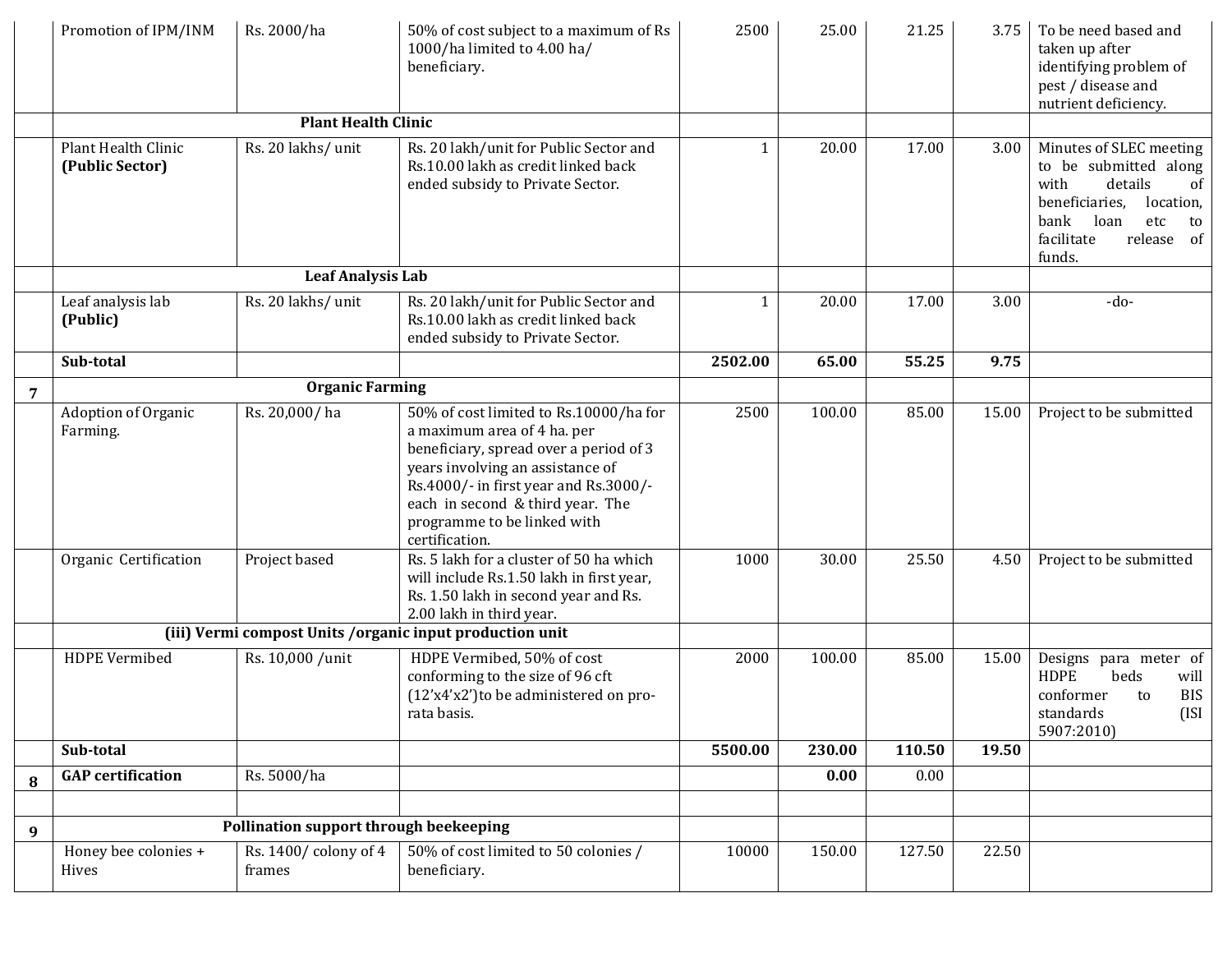| | | | | | | | | |
|---|---|---|---|---|---|---|---|---|
| | Promotion of IPM/INM | Rs. 2000/ha | 50% of cost subject to a maximum of Rs 1000/ha limited to 4.00 ha/ beneficiary. | 2500 | 25.00 | 21.25 | 3.75 | To be need based and taken up after identifying problem of pest / disease and nutrient deficiency. |
| | **Plant Health Clinic** | | | | | | | |
| | Plant Health Clinic **(Public Sector)** | Rs. 20 lakhs/ unit | Rs. 20 lakh/unit for Public Sector and Rs.10.00 lakh as credit linked back ended subsidy to Private Sector. | 1 | 20.00 | 17.00 | 3.00 | Minutes of SLEC meeting to be submitted along with details of beneficiaries, location, bank loan etc to facilitate release of funds. |
| | **Leaf Analysis Lab** | | | | | | | |
| | Leaf analysis lab **(Public)** | Rs. 20 lakhs/ unit | Rs. 20 lakh/unit for Public Sector and Rs.10.00 lakh as credit linked back ended subsidy to Private Sector. | 1 | 20.00 | 17.00 | 3.00 | -do- |
| | **Sub-total** | | | **2502.00** | **65.00** | **55.25** | **9.75** | |
| **7** | **Organic Farming** | | | | | | | |
| | Adoption of Organic Farming. | Rs. 20,000/ ha | 50% of cost limited to Rs.10000/ha for a maximum area of 4 ha. per beneficiary, spread over a period of 3 years involving an assistance of Rs.4000/- in first year and Rs.3000/- each in second & third year. The programme to be linked with certification. | 2500 | 100.00 | 85.00 | 15.00 | Project to be submitted |
| | Organic Certification | Project based | Rs. 5 lakh for a cluster of 50 ha which will include Rs.1.50 lakh in first year, Rs. 1.50 lakh in second year and Rs. 2.00 lakh in third year. | 1000 | 30.00 | 25.50 | 4.50 | Project to be submitted |
| | **(iii) Vermi compost Units /organic input production unit** | | | | | | | |
| | HDPE Vermibed | Rs. 10,000 /unit | HDPE Vermibed, 50% of cost conforming to the size of 96 cft (12'x4'x2')to be administered on pro-rata basis. | 2000 | 100.00 | 85.00 | 15.00 | Designs para meter of HDPE beds will conformer to BIS standards (ISI 5907:2010) |
| | **Sub-total** | | | **5500.00** | **230.00** | **110.50** | **19.50** | |
| **8** | **GAP certification** | Rs. 5000/ha | | | **0.00** | 0.00 | | |
| | | | | | | | | |
| **9** | **Pollination support through beekeeping** | | | | | | | |
| | Honey bee colonies + Hives | Rs. 1400/ colony of 4 frames | 50% of cost limited to 50 colonies / beneficiary. | 10000 | 150.00 | 127.50 | 22.50 | |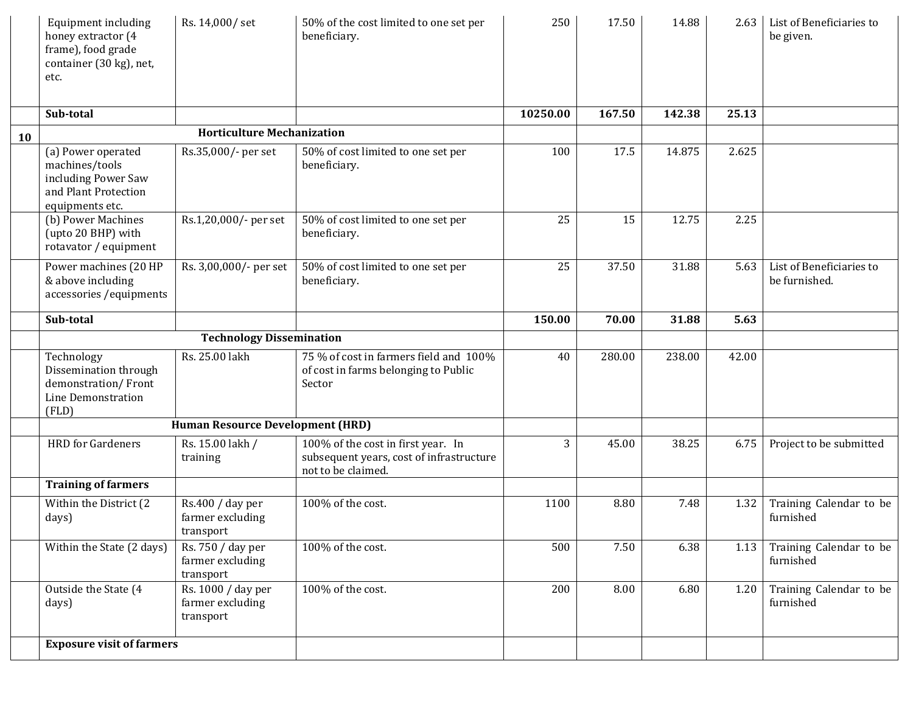| | | | | | | | | |
|---|---|---|---|---|---|---|---|---|
| | Equipment including honey extractor (4 frame), food grade container (30 kg), net, etc. | Rs. 14,000/ set | 50% of the cost limited to one set per beneficiary. | 250 | 17.50 | 14.88 | 2.63 | List of Beneficiaries to be given. |
| | **Sub-total** | | | **10250.00** | **167.50** | **142.38** | **25.13** | |
| **10** | **Horticulture Mechanization** | | | | | | | |
| | (a) Power operated machines/tools including Power Saw and Plant Protection equipments etc. | Rs.35,000/- per set | 50% of cost limited to one set per beneficiary. | 100 | 17.5 | 14.875 | 2.625 | |
| | (b) Power Machines (upto 20 BHP) with rotavator / equipment | Rs.1,20,000/- per set | 50% of cost limited to one set per beneficiary. | 25 | 15 | 12.75 | 2.25 | |
| | Power machines (20 HP & above including accessories /equipments | Rs. 3,00,000/- per set | 50% of cost limited to one set per beneficiary. | 25 | 37.50 | 31.88 | 5.63 | List of Beneficiaries to be furnished. |
| | **Sub-total** | | | **150.00** | **70.00** | **31.88** | **5.63** | |
| | **Technology Dissemination** | | | | | | | |
| | Technology Dissemination through demonstration/ Front Line Demonstration (FLD) | Rs. 25.00 lakh | 75 % of cost in farmers field and 100% of cost in farms belonging to Public Sector | 40 | 280.00 | 238.00 | 42.00 | |
| | **Human Resource Development (HRD)** | | | | | | | |
| | HRD for Gardeners | Rs. 15.00 lakh / training | 100% of the cost in first year. In subsequent years, cost of infrastructure not to be claimed. | 3 | 45.00 | 38.25 | 6.75 | Project to be submitted |
| | **Training of farmers** | | | | | | | |
| | Within the District (2 days) | Rs.400 / day per farmer excluding transport | 100% of the cost. | 1100 | 8.80 | 7.48 | 1.32 | Training Calendar to be furnished |
| | Within the State (2 days) | Rs. 750 / day per farmer excluding transport | 100% of the cost. | 500 | 7.50 | 6.38 | 1.13 | Training Calendar to be furnished |
| | Outside the State (4 days) | Rs. 1000 / day per farmer excluding transport | 100% of the cost. | 200 | 8.00 | 6.80 | 1.20 | Training Calendar to be furnished |
| | **Exposure visit of farmers** | | | | | | | |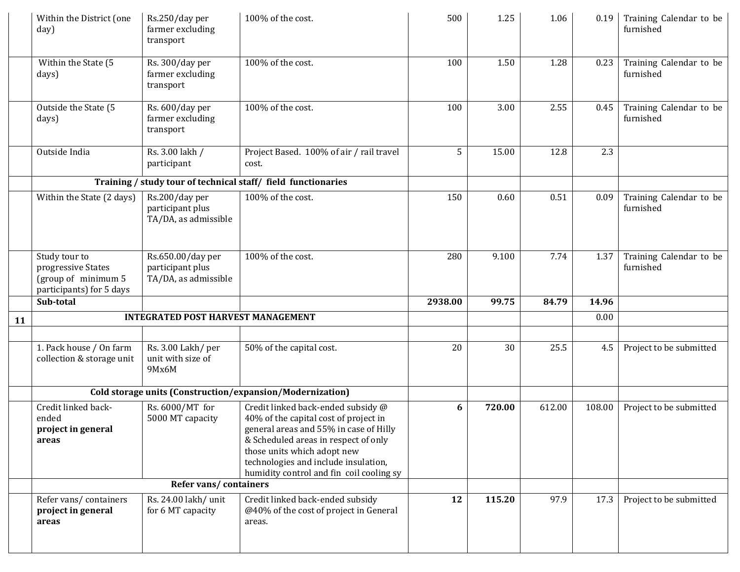| | | | | | | | | |
|---|---|---|---|---|---|---|---|---|
| | Within the District (one day) | Rs.250/day per farmer excluding transport | 100% of the cost. | 500 | 1.25 | 1.06 | 0.19 | Training Calendar to be furnished |
| | Within the State (5 days) | Rs. 300/day per farmer excluding transport | 100% of the cost. | 100 | 1.50 | 1.28 | 0.23 | Training Calendar to be furnished |
| | Outside the State (5 days) | Rs. 600/day per farmer excluding transport | 100% of the cost. | 100 | 3.00 | 2.55 | 0.45 | Training Calendar to be furnished |
| | Outside India | Rs. 3.00 lakh / participant | Project Based. 100% of air / rail travel cost. | 5 | 15.00 | 12.8 | 2.3 | |
| | **Training / study tour of technical staff/ field functionaries** | | | | | | | |
| | Within the State (2 days) | Rs.200/day per participant plus TA/DA, as admissible | 100% of the cost. | 150 | 0.60 | 0.51 | 0.09 | Training Calendar to be furnished |
| | Study tour to progressive States (group of minimum 5 participants) for 5 days | Rs.650.00/day per participant plus TA/DA, as admissible | 100% of the cost. | 280 | 9.100 | 7.74 | 1.37 | Training Calendar to be furnished |
| | **Sub-total** | | | **2938.00** | **99.75** | **84.79** | **14.96** | |
| **11** | **INTEGRATED POST HARVEST MANAGEMENT** | | | | | | 0.00 | |
| | | | | | | | | |
| | 1. Pack house / On farm collection & storage unit | Rs. 3.00 Lakh/ per unit with size of 9Mx6M | 50% of the capital cost. | 20 | 30 | 25.5 | 4.5 | Project to be submitted |
| | **Cold storage units (Construction/expansion/Modernization)** | | | | | | | |
| | Credit linked back-ended **project in general areas** | Rs. 6000/MT for 5000 MT capacity | Credit linked back-ended subsidy @ 40% of the capital cost of project in general areas and 55% in case of Hilly & Scheduled areas in respect of only those units which adopt new technologies and include insulation, humidity control and fin coil cooling sy | **6** | **720.00** | 612.00 | 108.00 | Project to be submitted |
| | **Refer vans/ containers** | | | | | | | |
| | Refer vans/ containers **project in general areas** | Rs. 24.00 lakh/ unit for 6 MT capacity | Credit linked back-ended subsidy @40% of the cost of project in General areas. | **12** | **115.20** | 97.9 | 17.3 | Project to be submitted |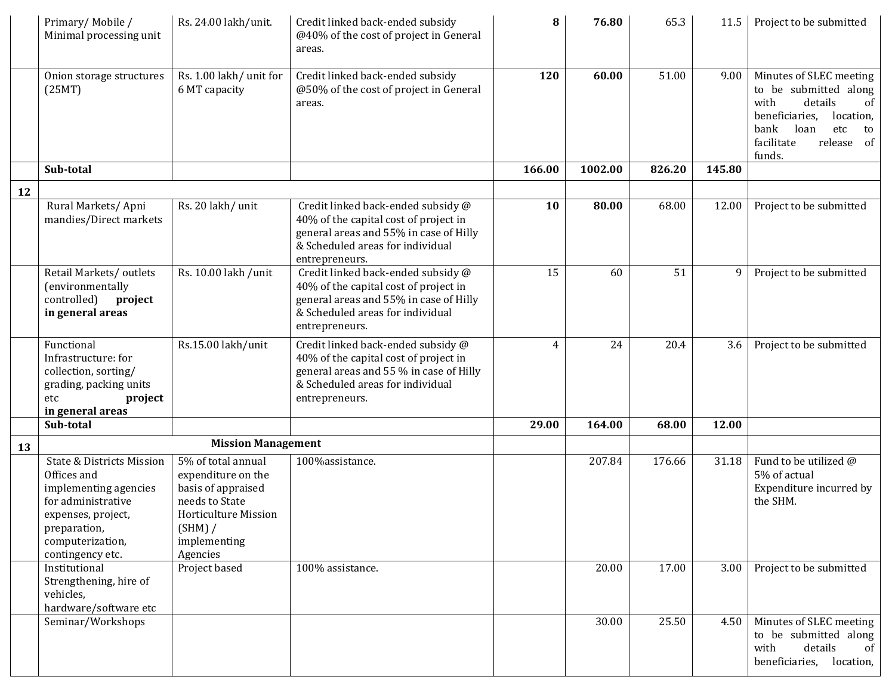| | | | | | | | | |
|---|---|---|---|---|---|---|---|---|
| | Primary/ Mobile / Minimal processing unit | Rs. 24.00 lakh/unit. | Credit linked back-ended subsidy @40% of the cost of project in General areas. | **8** | **76.80** | 65.3 | 11.5 | Project to be submitted |
| | Onion storage structures (25MT) | Rs. 1.00 lakh/ unit for 6 MT capacity | Credit linked back-ended subsidy @50% of the cost of project in General areas. | **120** | **60.00** | 51.00 | 9.00 | Minutes of SLEC meeting to be submitted along with details of beneficiaries, location, bank loan etc to facilitate release of funds. |
| | **Sub-total** | | | **166.00** | **1002.00** | **826.20** | **145.80** | |
| **12** | | | | | | | | |
| | Rural Markets/ Apni mandies/Direct markets | Rs. 20 lakh/ unit | Credit linked back-ended subsidy @ 40% of the capital cost of project in general areas and 55% in case of Hilly & Scheduled areas for individual entrepreneurs. | **10** | **80.00** | 68.00 | 12.00 | Project to be submitted |
| | Retail Markets/ outlets (environmentally controlled) **project in general areas** | Rs. 10.00 lakh /unit | Credit linked back-ended subsidy @ 40% of the capital cost of project in general areas and 55% in case of Hilly & Scheduled areas for individual entrepreneurs. | 15 | 60 | 51 | 9 | Project to be submitted |
| | Functional Infrastructure: for collection, sorting/ grading, packing units etc **project in general areas** | Rs.15.00 lakh/unit | Credit linked back-ended subsidy @ 40% of the capital cost of project in general areas and 55 % in case of Hilly & Scheduled areas for individual entrepreneurs. | 4 | 24 | 20.4 | 3.6 | Project to be submitted |
| | **Sub-total** | | | **29.00** | **164.00** | **68.00** | **12.00** | |
| **13** | **Mission Management** | | | | | | | |
| | State & Districts Mission Offices and implementing agencies for administrative expenses, project, preparation, computerization, contingency etc. | 5% of total annual expenditure on the basis of appraised needs to State Horticulture Mission (SHM) / implementing Agencies | 100%assistance. | | 207.84 | 176.66 | 31.18 | Fund to be utilized @ 5% of actual Expenditure incurred by the SHM. |
| | Institutional Strengthening, hire of vehicles, hardware/software etc | Project based | 100% assistance. | | 20.00 | 17.00 | 3.00 | Project to be submitted |
| | Seminar/Workshops | | | | 30.00 | 25.50 | 4.50 | Minutes of SLEC meeting to be submitted along with details of beneficiaries, location, |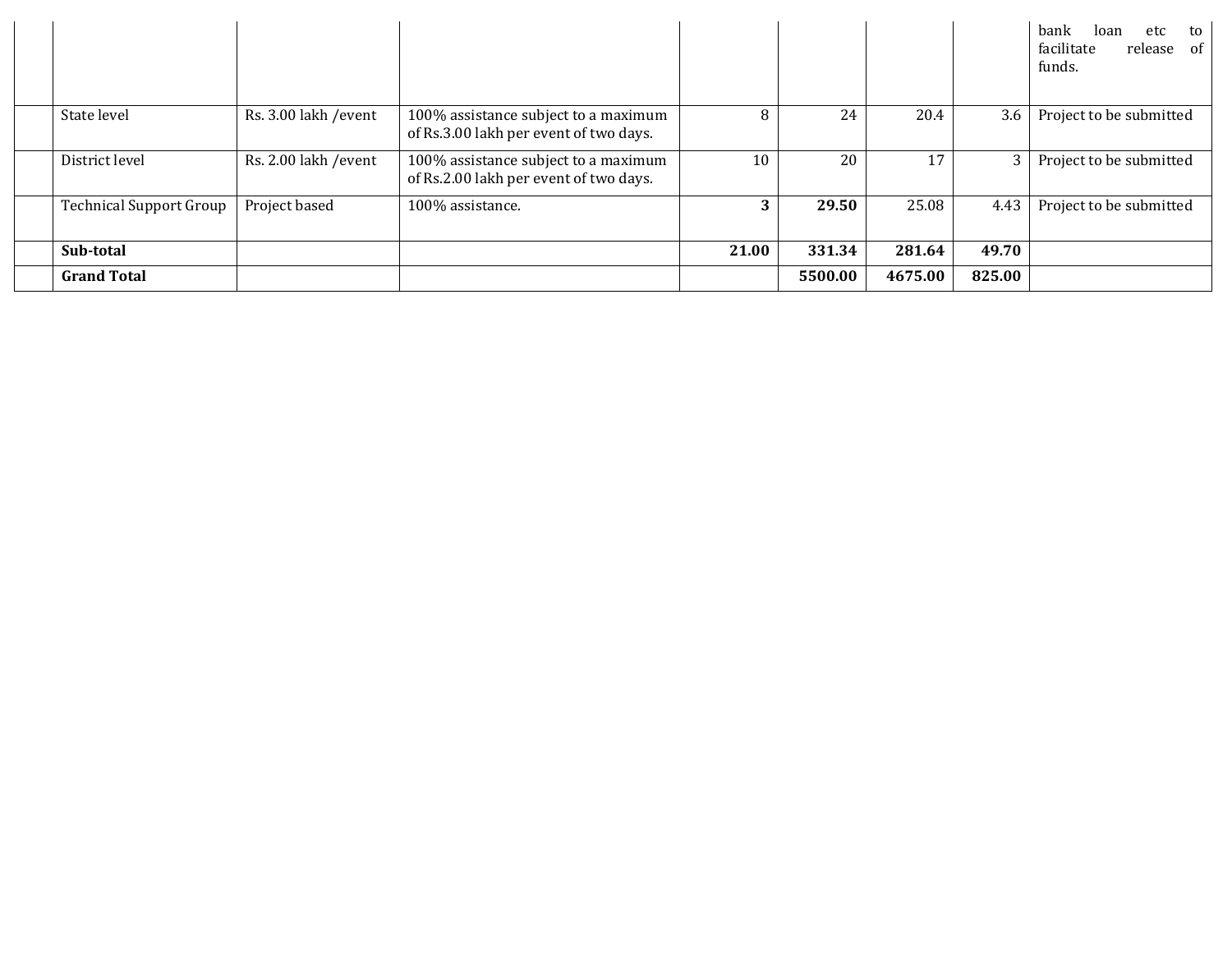| | | | | | | | | |
|---|---|---|---|---|---|---|---|---|
| | | | | | | | | bank loan etc to facilitate release of funds. |
| | State level | Rs. 3.00 lakh /event | 100% assistance subject to a maximum of Rs.3.00 lakh per event of two days. | 8 | 24 | 20.4 | 3.6 | Project to be submitted |
| | District level | Rs. 2.00 lakh /event | 100% assistance subject to a maximum of Rs.2.00 lakh per event of two days. | 10 | 20 | 17 | 3 | Project to be submitted |
| | Technical Support Group | Project based | 100% assistance. | **3** | **29.50** | 25.08 | 4.43 | Project to be submitted |
| | **Sub-total** | | | **21.00** | **331.34** | **281.64** | **49.70** | |
| | **Grand Total** | | | | **5500.00** | **4675.00** | **825.00** | |